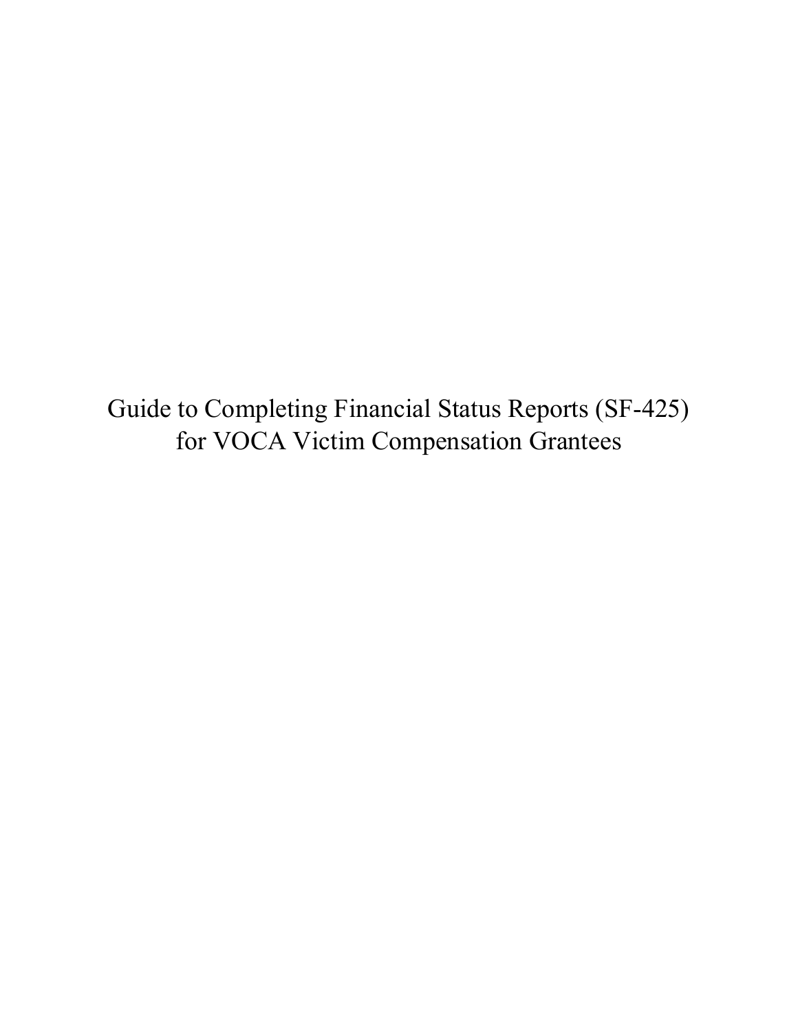# Guide to Completing Financial Status Reports (SF-425) for VOCA Victim Compensation Grantees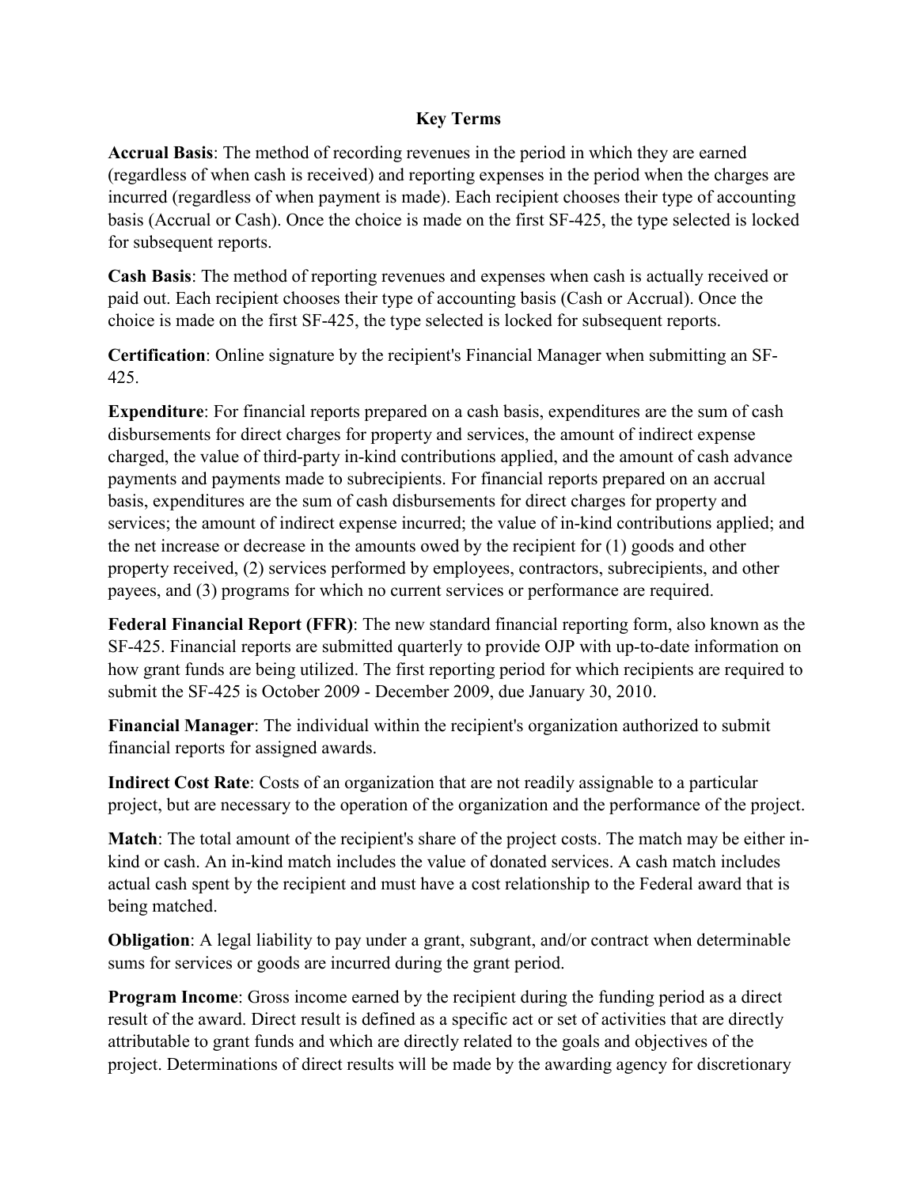## Key Terms

**Accrual Basis**: The method of recording revenues in the period in which they are earned (regardless of when cash is received) and reporting expenses in the period when the charges are incurred (regardless of when payment is made). Each recipient chooses their type of accounting basis (Accrual or Cash). Once the choice is made on the first SF-425, the type selected is locked for subsequent reports.

**Cash Basis**: The method of reporting revenues and expenses when cash is actually received or paid out. Each recipient chooses their type of accounting basis (Cash or Accrual). Once the choice is made on the first SF-425, the type selected is locked for subsequent reports.

**Certification**: Online signature by the recipient's Financial Manager when submitting an SF-425.

**Expenditure**: For financial reports prepared on a cash basis, expenditures are the sum of cash disbursements for direct charges for property and services, the amount of indirect expense charged, the value of third-party in-kind contributions applied, and the amount of cash advance payments and payments made to subrecipients. For financial reports prepared on an accrual basis, expenditures are the sum of cash disbursements for direct charges for property and services; the amount of indirect expense incurred; the value of in-kind contributions applied; and the net increase or decrease in the amounts owed by the recipient for (1) goods and other property received, (2) services performed by employees, contractors, subrecipients, and other payees, and (3) programs for which no current services or performance are required.

**Federal Financial Report (FFR)**: The new standard financial reporting form, also known as the SF-425. Financial reports are submitted quarterly to provide OJP with up-to-date information on how grant funds are being utilized. The first reporting period for which recipients are required to submit the SF-425 is October 2009 - December 2009, due January 30, 2010.

**Financial Manager**: The individual within the recipient's organization authorized to submit financial reports for assigned awards.

**Indirect Cost Rate**: Costs of an organization that are not readily assignable to a particular project, but are necessary to the operation of the organization and the performance of the project.

**Match**: The total amount of the recipient's share of the project costs. The match may be either in-kind or cash. An in-kind match includes the value of donated services. A cash match includes actual cash spent by the recipient and must have a cost relationship to the Federal award that is being matched.

**Obligation**: A legal liability to pay under a grant, subgrant, and/or contract when determinable sums for services or goods are incurred during the grant period.

**Program Income**: Gross income earned by the recipient during the funding period as a direct result of the award. Direct result is defined as a specific act or set of activities that are directly attributable to grant funds and which are directly related to the goals and objectives of the project. Determinations of direct results will be made by the awarding agency for discretionary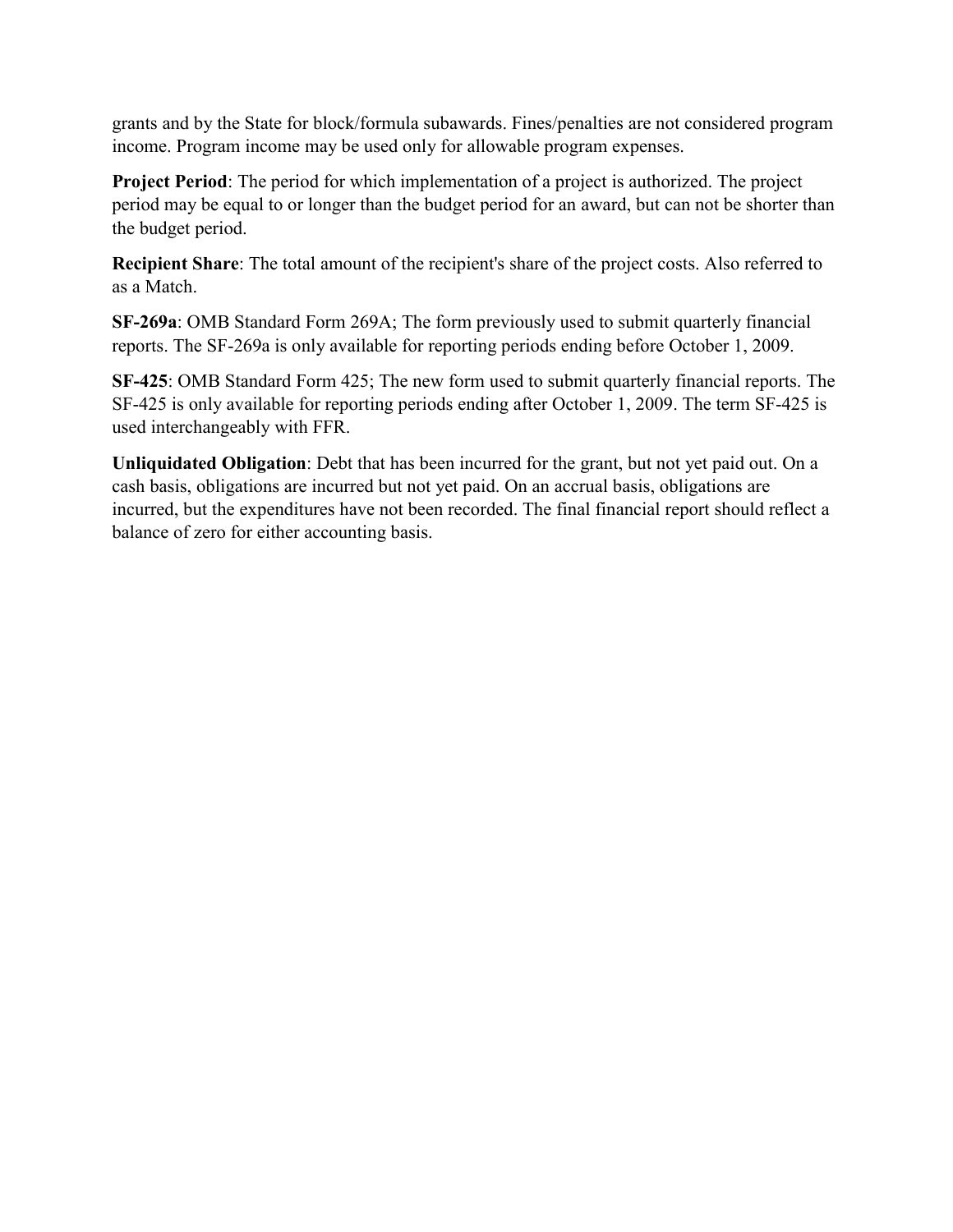grants and by the State for block/formula subawards. Fines/penalties are not considered program income. Program income may be used only for allowable program expenses.

**Project Period**: The period for which implementation of a project is authorized. The project period may be equal to or longer than the budget period for an award, but can not be shorter than the budget period.

**Recipient Share**: The total amount of the recipient's share of the project costs. Also referred to as a Match.

**SF-269a**: OMB Standard Form 269A; The form previously used to submit quarterly financial reports. The SF-269a is only available for reporting periods ending before October 1, 2009.

**SF-425**: OMB Standard Form 425; The new form used to submit quarterly financial reports. The SF-425 is only available for reporting periods ending after October 1, 2009. The term SF-425 is used interchangeably with FFR.

**Unliquidated Obligation**: Debt that has been incurred for the grant, but not yet paid out. On a cash basis, obligations are incurred but not yet paid. On an accrual basis, obligations are incurred, but the expenditures have not been recorded. The final financial report should reflect a balance of zero for either accounting basis.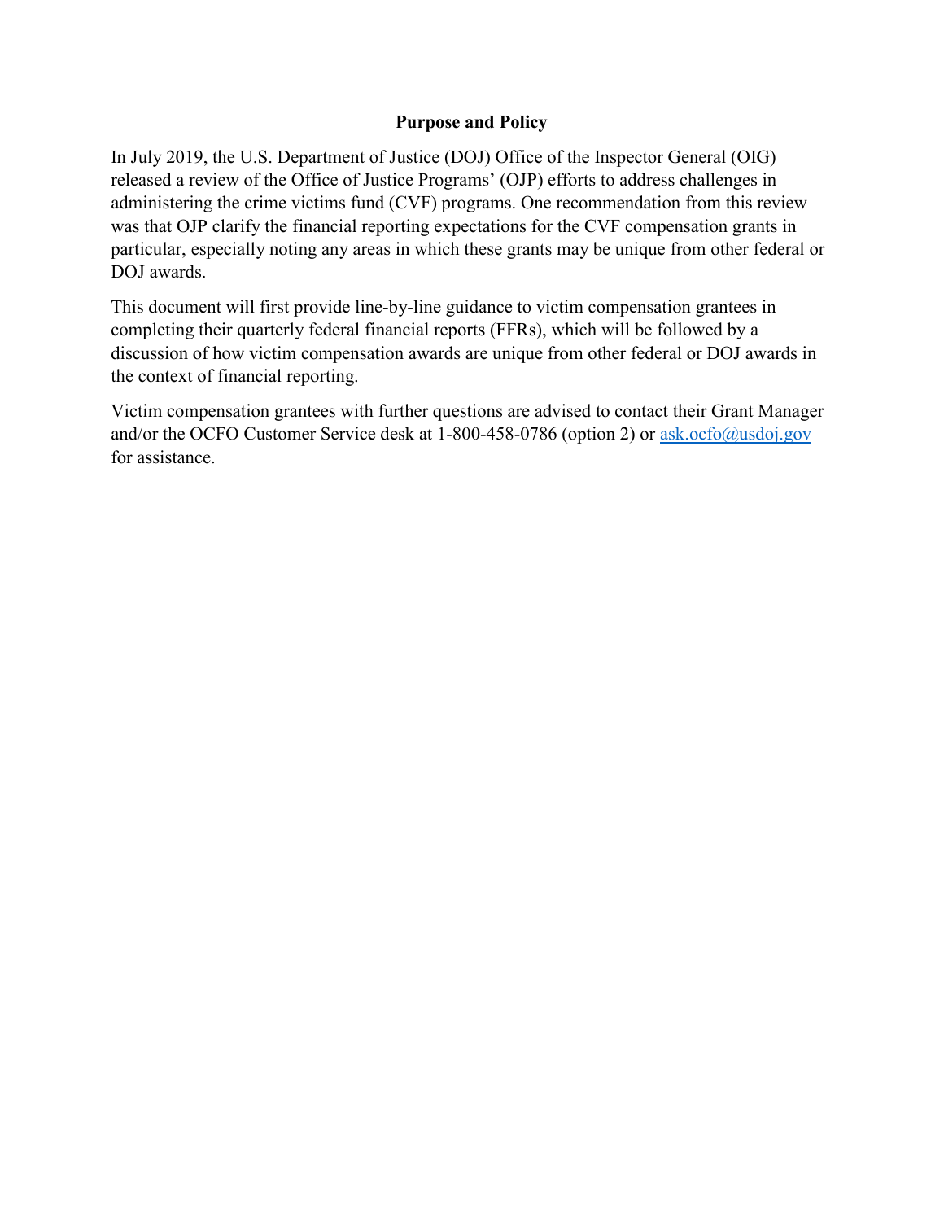## Purpose and Policy

In July 2019, the U.S. Department of Justice (DOJ) Office of the Inspector General (OIG) released a review of the Office of Justice Programs' (OJP) efforts to address challenges in administering the crime victims fund (CVF) programs. One recommendation from this review was that OJP clarify the financial reporting expectations for the CVF compensation grants in particular, especially noting any areas in which these grants may be unique from other federal or DOJ awards.

This document will first provide line-by-line guidance to victim compensation grantees in completing their quarterly federal financial reports (FFRs), which will be followed by a discussion of how victim compensation awards are unique from other federal or DOJ awards in the context of financial reporting.

Victim compensation grantees with further questions are advised to contact their Grant Manager and/or the OCFO Customer Service desk at 1-800-458-0786 (option 2) or ask.ocfo@usdoj.gov for assistance.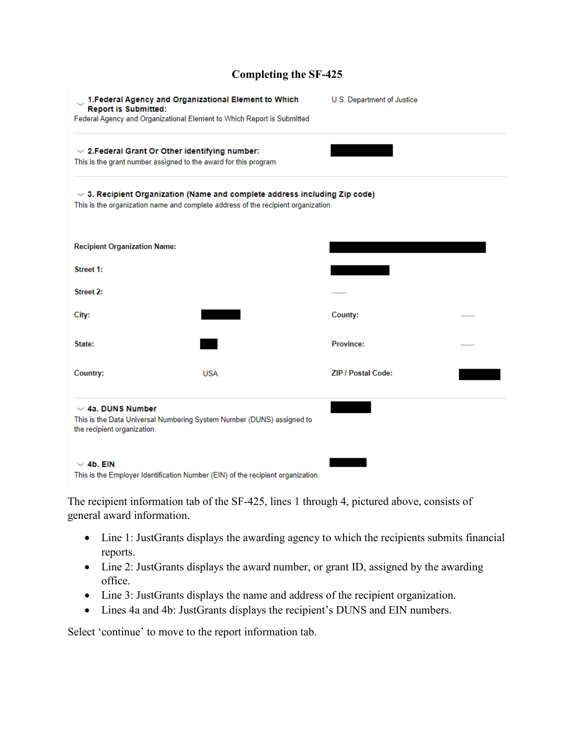# Completing the SF-425

**1.Federal Agency and Organizational Element to Which Report is Submitted:**
Federal Agency and Organizational Element to Which Report is Submitted — U.S. Department of Justice

**2.Federal Grant Or Other identifying number:**
This is the grant number assigned to the award for this program.

**3. Recipient Organization (Name and complete address including Zip code)**
This is the organization name and complete address of the recipient organization.

| | | | |
|---|---|---|---|
| **Recipient Organization Name:** | | | |
| **Street 1:** | | | |
| **Street 2:** | | | — |
| **City:** | | **County:** | — |
| **State:** | | **Province:** | — |
| **Country:** | USA | **ZIP / Postal Code:** | |

**4a. DUNS Number**
This is the Data Universal Numbering System Number (DUNS) assigned to the recipient organization.

**4b. EIN**
This is the Employer Identification Number (EIN) of the recipient organization.

The recipient information tab of the SF-425, lines 1 through 4, pictured above, consists of general award information.

- Line 1: JustGrants displays the awarding agency to which the recipients submits financial reports.
- Line 2: JustGrants displays the award number, or grant ID, assigned by the awarding office.
- Line 3: JustGrants displays the name and address of the recipient organization.
- Lines 4a and 4b: JustGrants displays the recipient's DUNS and EIN numbers.

Select 'continue' to move to the report information tab.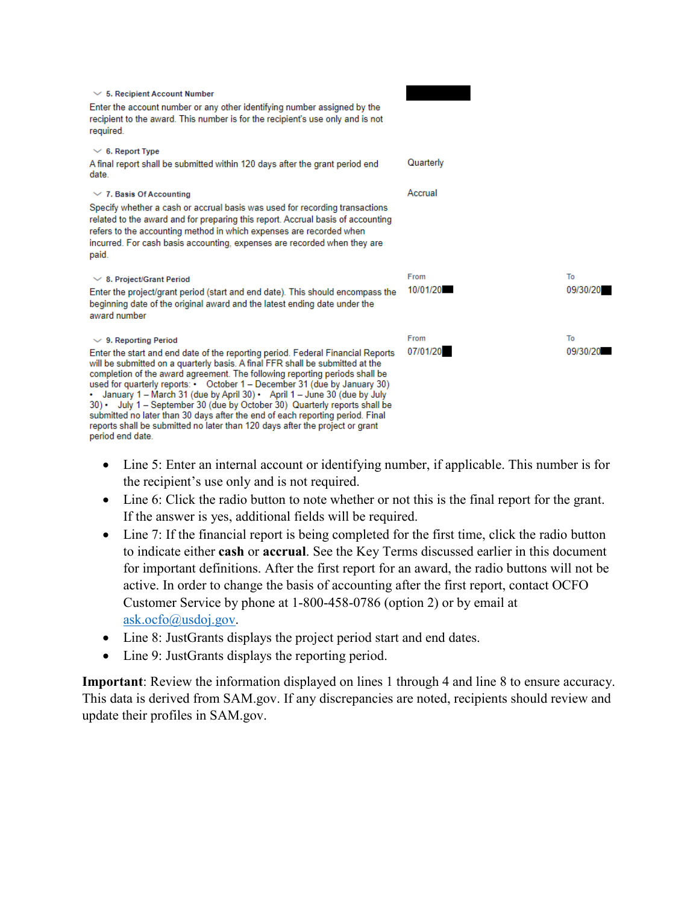5. Recipient Account Number

Enter the account number or any other identifying number assigned by the recipient to the award. This number is for the recipient's use only and is not required.

6. Report Type

A final report shall be submitted within 120 days after the grant period end date.

Quarterly

7. Basis Of Accounting

Specify whether a cash or accrual basis was used for recording transactions related to the award and for preparing this report. Accrual basis of accounting refers to the accounting method in which expenses are recorded when incurred. For cash basis accounting, expenses are recorded when they are paid.

Accrual

8. Project/Grant Period

Enter the project/grant period (start and end date). This should encompass the beginning date of the original award and the latest ending date under the award number

From 10/01/20█ To 09/30/20█

9. Reporting Period

Enter the start and end date of the reporting period. Federal Financial Reports will be submitted on a quarterly basis. A final FFR shall be submitted at the completion of the award agreement. The following reporting periods shall be used for quarterly reports: • October 1 – December 31 (due by January 30) • January 1 – March 31 (due by April 30) • April 1 – June 30 (due by July 30) • July 1 – September 30 (due by October 30) Quarterly reports shall be submitted no later than 30 days after the end of each reporting period. Final reports shall be submitted no later than 120 days after the project or grant period end date.

From 07/01/20█ To 09/30/20█

- Line 5: Enter an internal account or identifying number, if applicable. This number is for the recipient's use only and is not required.
- Line 6: Click the radio button to note whether or not this is the final report for the grant. If the answer is yes, additional fields will be required.
- Line 7: If the financial report is being completed for the first time, click the radio button to indicate either **cash** or **accrual**. See the Key Terms discussed earlier in this document for important definitions. After the first report for an award, the radio buttons will not be active. In order to change the basis of accounting after the first report, contact OCFO Customer Service by phone at 1-800-458-0786 (option 2) or by email at ask.ocfo@usdoj.gov.
- Line 8: JustGrants displays the project period start and end dates.
- Line 9: JustGrants displays the reporting period.

**Important**: Review the information displayed on lines 1 through 4 and line 8 to ensure accuracy. This data is derived from SAM.gov. If any discrepancies are noted, recipients should review and update their profiles in SAM.gov.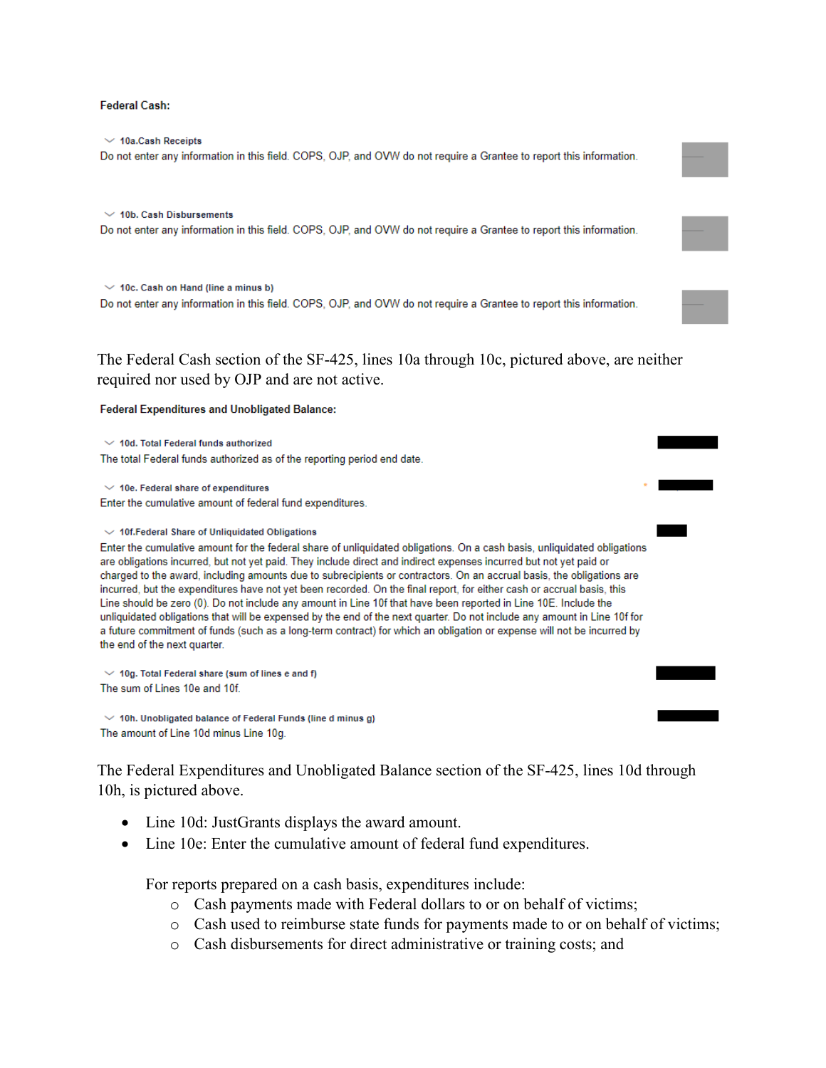**Federal Cash:**

﹀ **10a.Cash Receipts**
Do not enter any information in this field. COPS, OJP, and OVW do not require a Grantee to report this information.

﹀ **10b. Cash Disbursements**
Do not enter any information in this field. COPS, OJP, and OVW do not require a Grantee to report this information.

﹀ **10c. Cash on Hand (line a minus b)**
Do not enter any information in this field. COPS, OJP, and OVW do not require a Grantee to report this information.

The Federal Cash section of the SF-425, lines 10a through 10c, pictured above, are neither required nor used by OJP and are not active.

**Federal Expenditures and Unobligated Balance:**

﹀ **10d. Total Federal funds authorized**
The total Federal funds authorized as of the reporting period end date.

﹀ **10e. Federal share of expenditures**
Enter the cumulative amount of federal fund expenditures.

﹀ **10f.Federal Share of Unliquidated Obligations**
Enter the cumulative amount for the federal share of unliquidated obligations. On a cash basis, unliquidated obligations are obligations incurred, but not yet paid. They include direct and indirect expenses incurred but not yet paid or charged to the award, including amounts due to subrecipients or contractors. On an accrual basis, the obligations are incurred, but the expenditures have not yet been recorded. On the final report, for either cash or accrual basis, this Line should be zero (0). Do not include any amount in Line 10f that have been reported in Line 10E. Include the unliquidated obligations that will be expensed by the end of the next quarter. Do not include any amount in Line 10f for a future commitment of funds (such as a long-term contract) for which an obligation or expense will not be incurred by the end of the next quarter.

﹀ **10g. Total Federal share (sum of lines e and f)**
The sum of Lines 10e and 10f.

﹀ **10h. Unobligated balance of Federal Funds (line d minus g)**
The amount of Line 10d minus Line 10g.

The Federal Expenditures and Unobligated Balance section of the SF-425, lines 10d through 10h, is pictured above.

- Line 10d: JustGrants displays the award amount.
- Line 10e: Enter the cumulative amount of federal fund expenditures.

  For reports prepared on a cash basis, expenditures include:
  - Cash payments made with Federal dollars to or on behalf of victims;
  - Cash used to reimburse state funds for payments made to or on behalf of victims;
  - Cash disbursements for direct administrative or training costs; and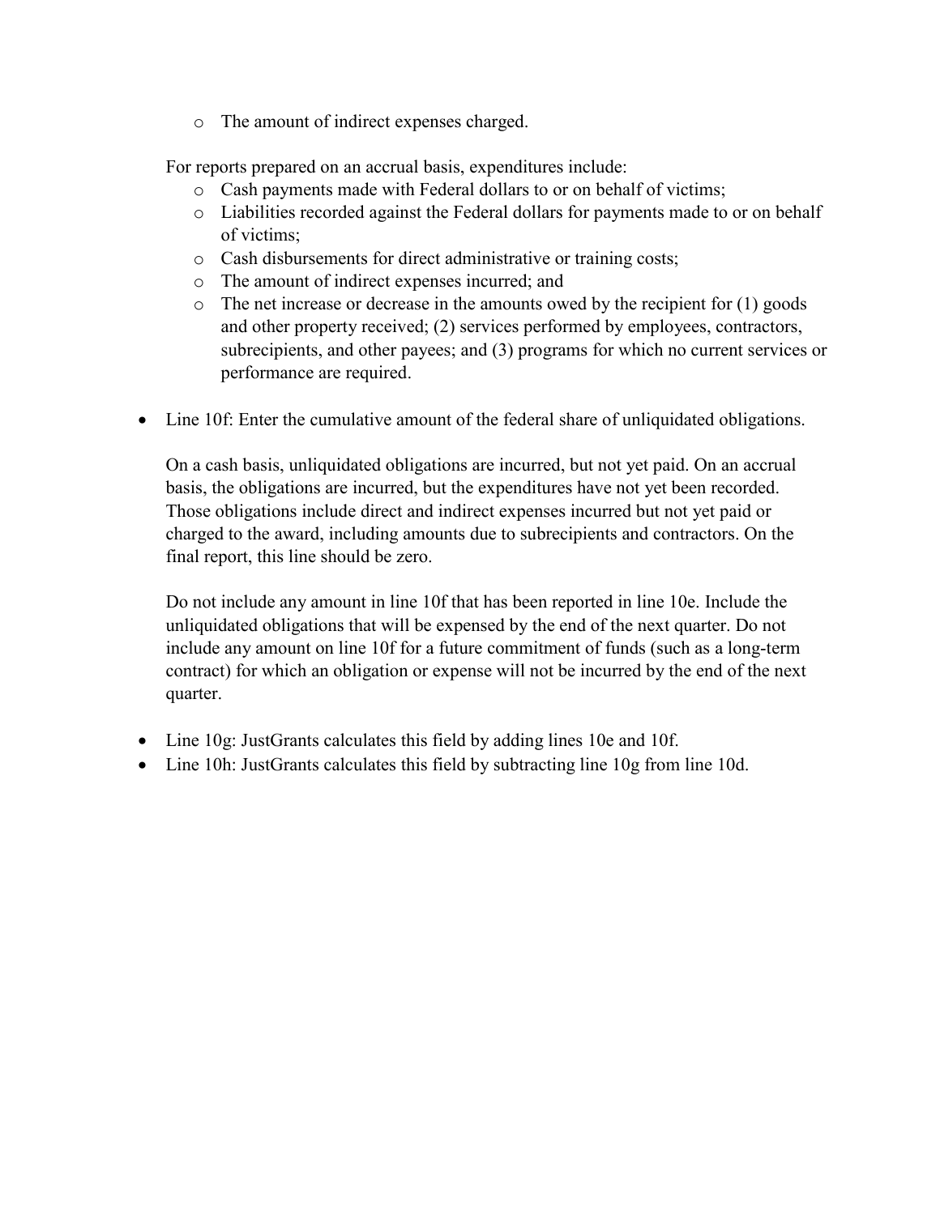- The amount of indirect expenses charged.

  For reports prepared on an accrual basis, expenditures include:

  - Cash payments made with Federal dollars to or on behalf of victims;
  - Liabilities recorded against the Federal dollars for payments made to or on behalf of victims;
  - Cash disbursements for direct administrative or training costs;
  - The amount of indirect expenses incurred; and
  - The net increase or decrease in the amounts owed by the recipient for (1) goods and other property received; (2) services performed by employees, contractors, subrecipients, and other payees; and (3) programs for which no current services or performance are required.

- Line 10f: Enter the cumulative amount of the federal share of unliquidated obligations.

  On a cash basis, unliquidated obligations are incurred, but not yet paid. On an accrual basis, the obligations are incurred, but the expenditures have not yet been recorded. Those obligations include direct and indirect expenses incurred but not yet paid or charged to the award, including amounts due to subrecipients and contractors. On the final report, this line should be zero.

  Do not include any amount in line 10f that has been reported in line 10e. Include the unliquidated obligations that will be expensed by the end of the next quarter. Do not include any amount on line 10f for a future commitment of funds (such as a long-term contract) for which an obligation or expense will not be incurred by the end of the next quarter.

- Line 10g: JustGrants calculates this field by adding lines 10e and 10f.
- Line 10h: JustGrants calculates this field by subtracting line 10g from line 10d.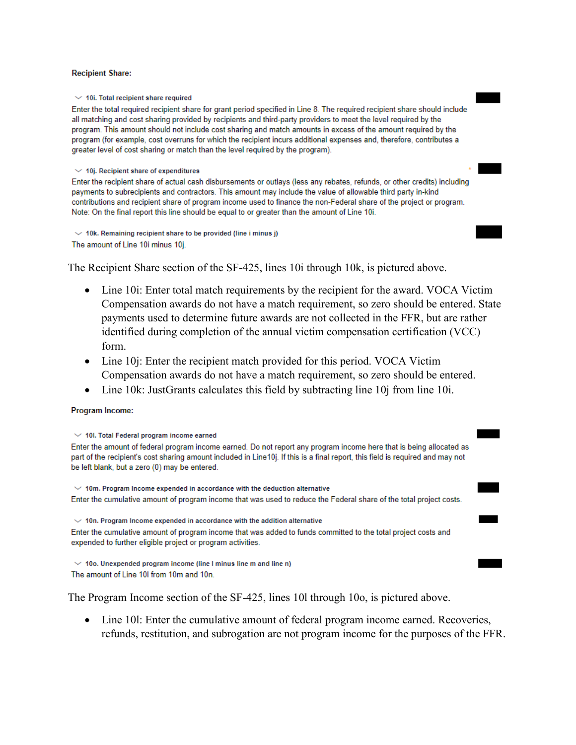**Recipient Share:**

**10i. Total recipient share required**

Enter the total required recipient share for grant period specified in Line 8. The required recipient share should include all matching and cost sharing provided by recipients and third-party providers to meet the level required by the program. This amount should not include cost sharing and match amounts in excess of the amount required by the program (for example, cost overruns for which the recipient incurs additional expenses and, therefore, contributes a greater level of cost sharing or match than the level required by the program).

**10j. Recipient share of expenditures**

Enter the recipient share of actual cash disbursements or outlays (less any rebates, refunds, or other credits) including payments to subrecipients and contractors. This amount may include the value of allowable third party in-kind contributions and recipient share of program income used to finance the non-Federal share of the project or program. Note: On the final report this line should be equal to or greater than the amount of Line 10i.

**10k. Remaining recipient share to be provided (line i minus j)**

The amount of Line 10i minus 10j.

The Recipient Share section of the SF-425, lines 10i through 10k, is pictured above.

- Line 10i: Enter total match requirements by the recipient for the award. VOCA Victim Compensation awards do not have a match requirement, so zero should be entered. State payments used to determine future awards are not collected in the FFR, but are rather identified during completion of the annual victim compensation certification (VCC) form.
- Line 10j: Enter the recipient match provided for this period. VOCA Victim Compensation awards do not have a match requirement, so zero should be entered.
- Line 10k: JustGrants calculates this field by subtracting line 10j from line 10i.

**Program Income:**

**10l. Total Federal program income earned**

Enter the amount of federal program income earned. Do not report any program income here that is being allocated as part of the recipient's cost sharing amount included in Line10j. If this is a final report, this field is required and may not be left blank, but a zero (0) may be entered.

**10m. Program Income expended in accordance with the deduction alternative**

Enter the cumulative amount of program income that was used to reduce the Federal share of the total project costs.

**10n. Program Income expended in accordance with the addition alternative**

Enter the cumulative amount of program income that was added to funds committed to the total project costs and expended to further eligible project or program activities.

**10o. Unexpended program income (line l minus line m and line n)**

The amount of Line 10l from 10m and 10n.

The Program Income section of the SF-425, lines 10l through 10o, is pictured above.

- Line 10l: Enter the cumulative amount of federal program income earned. Recoveries, refunds, restitution, and subrogation are not program income for the purposes of the FFR.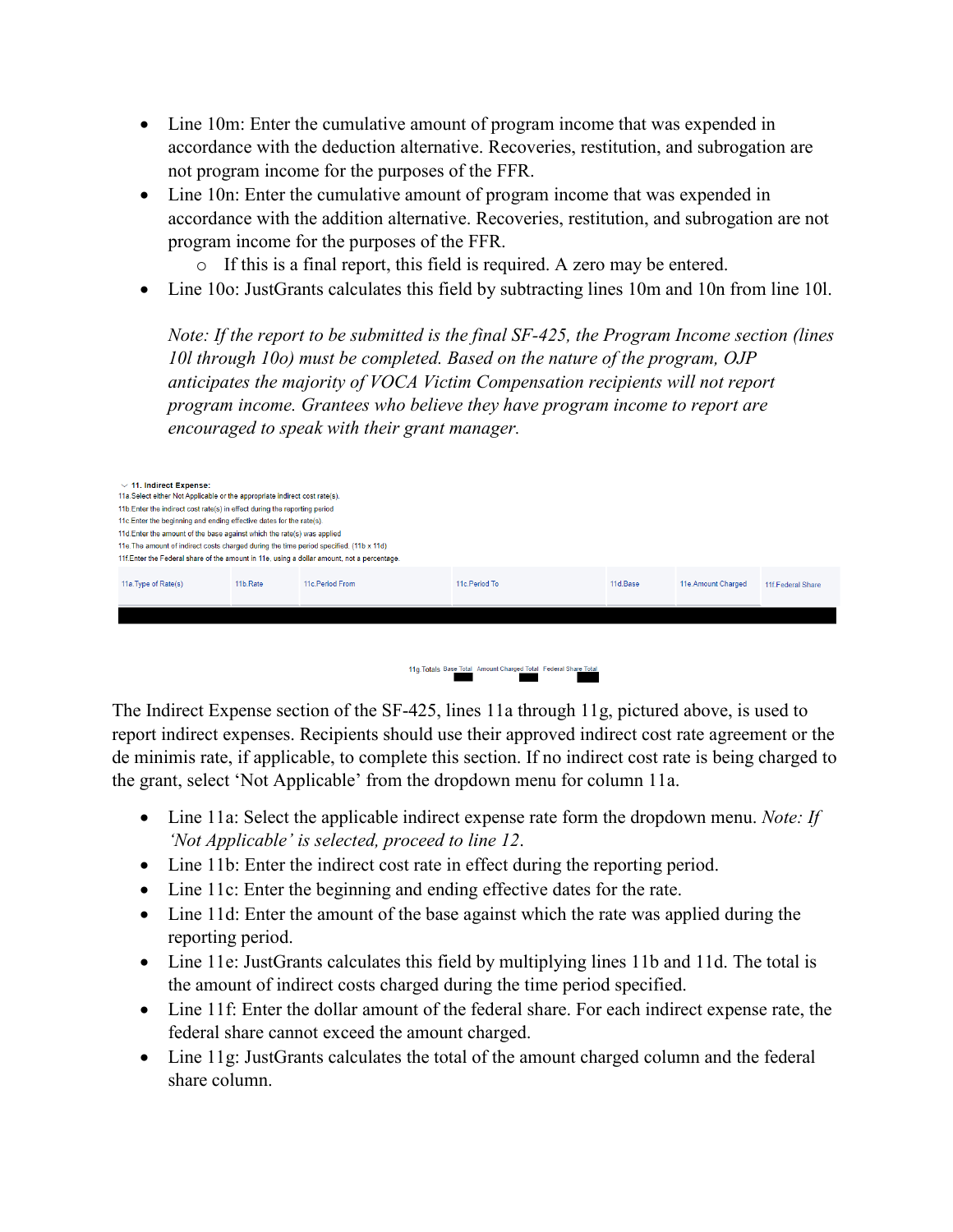- Line 10m: Enter the cumulative amount of program income that was expended in accordance with the deduction alternative. Recoveries, restitution, and subrogation are not program income for the purposes of the FFR.
- Line 10n: Enter the cumulative amount of program income that was expended in accordance with the addition alternative. Recoveries, restitution, and subrogation are not program income for the purposes of the FFR.
    - If this is a final report, this field is required. A zero may be entered.
- Line 10o: JustGrants calculates this field by subtracting lines 10m and 10n from line 10l.

  *Note: If the report to be submitted is the final SF-425, the Program Income section (lines 10l through 10o) must be completed. Based on the nature of the program, OJP anticipates the majority of VOCA Victim Compensation recipients will not report program income. Grantees who believe they have program income to report are encouraged to speak with their grant manager.*

**11. Indirect Expense:**

11a. Select either Not Applicable or the appropriate indirect cost rate(s).
11b. Enter the indirect cost rate(s) in effect during the reporting period
11c. Enter the beginning and ending effective dates for the rate(s).
11d. Enter the amount of the base against which the rate(s) was applied
11e. The amount of indirect costs charged during the time period specified. (11b x 11d)
11f. Enter the Federal share of the amount in 11e, using a dollar amount, not a percentage.

| 11a. Type of Rate(s) | 11b. Rate | 11c. Period From | 11c. Period To | 11d. Base | 11e. Amount Charged | 11f. Federal Share |
|---|---|---|---|---|---|---|
| | | | | | | |

11g Totals Base Total Amount Charged Total Federal Share Total

The Indirect Expense section of the SF-425, lines 11a through 11g, pictured above, is used to report indirect expenses. Recipients should use their approved indirect cost rate agreement or the de minimis rate, if applicable, to complete this section. If no indirect cost rate is being charged to the grant, select 'Not Applicable' from the dropdown menu for column 11a.

- Line 11a: Select the applicable indirect expense rate form the dropdown menu. *Note: If 'Not Applicable' is selected, proceed to line 12.*
- Line 11b: Enter the indirect cost rate in effect during the reporting period.
- Line 11c: Enter the beginning and ending effective dates for the rate.
- Line 11d: Enter the amount of the base against which the rate was applied during the reporting period.
- Line 11e: JustGrants calculates this field by multiplying lines 11b and 11d. The total is the amount of indirect costs charged during the time period specified.
- Line 11f: Enter the dollar amount of the federal share. For each indirect expense rate, the federal share cannot exceed the amount charged.
- Line 11g: JustGrants calculates the total of the amount charged column and the federal share column.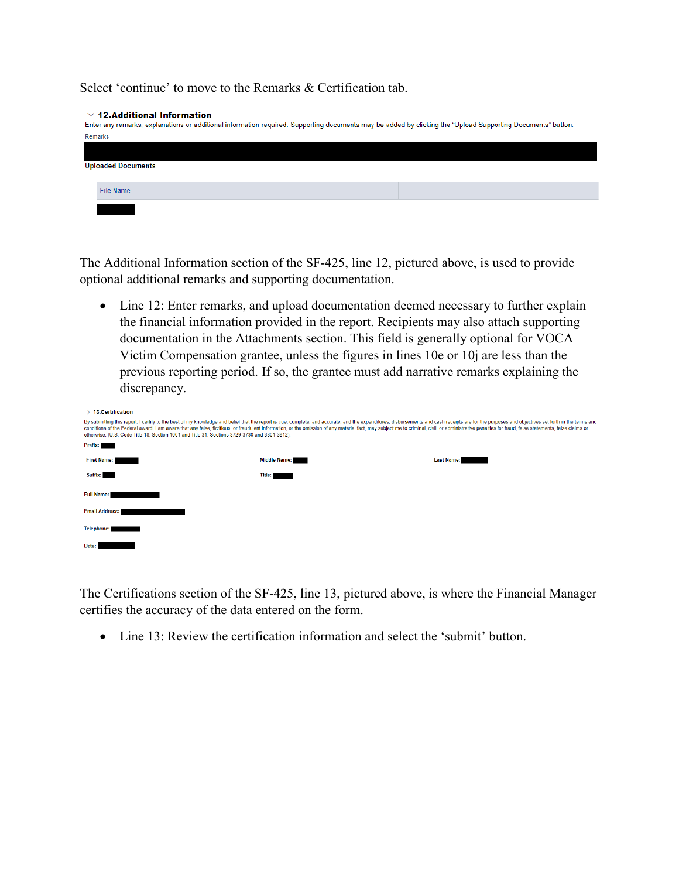Select 'continue' to move to the Remarks & Certification tab.

**12.Additional Information**

Enter any remarks, explanations or additional information required. Supporting documents may be added by clicking the "Upload Supporting Documents" button.

Remarks

Uploaded Documents

| File Name | |
|---|---|
| | |

The Additional Information section of the SF-425, line 12, pictured above, is used to provide optional additional remarks and supporting documentation.

- Line 12: Enter remarks, and upload documentation deemed necessary to further explain the financial information provided in the report. Recipients may also attach supporting documentation in the Attachments section. This field is generally optional for VOCA Victim Compensation grantee, unless the figures in lines 10e or 10j are less than the previous reporting period. If so, the grantee must add narrative remarks explaining the discrepancy.

**13.Certification**

By submitting this report, I certify to the best of my knowledge and belief that the report is true, complete, and accurate, and the expenditures, disbursements and cash receipts are for the purposes and objectives set forth in the terms and conditions of the Federal award. I am aware that any false, fictitious, or fraudulent information, or the omission of any material fact, may subject me to criminal, civil, or administrative penalties for fraud, false statements, false claims or otherwise. (U.S. Code Title 18, Section 1001 and Title 31, Sections 3729-3730 and 3801-3812).

Prefix:

First Name: Middle Name: Last Name:

Suffix: Title:

Full Name:

Email Address:

Telephone:

Date:

The Certifications section of the SF-425, line 13, pictured above, is where the Financial Manager certifies the accuracy of the data entered on the form.

- Line 13: Review the certification information and select the 'submit' button.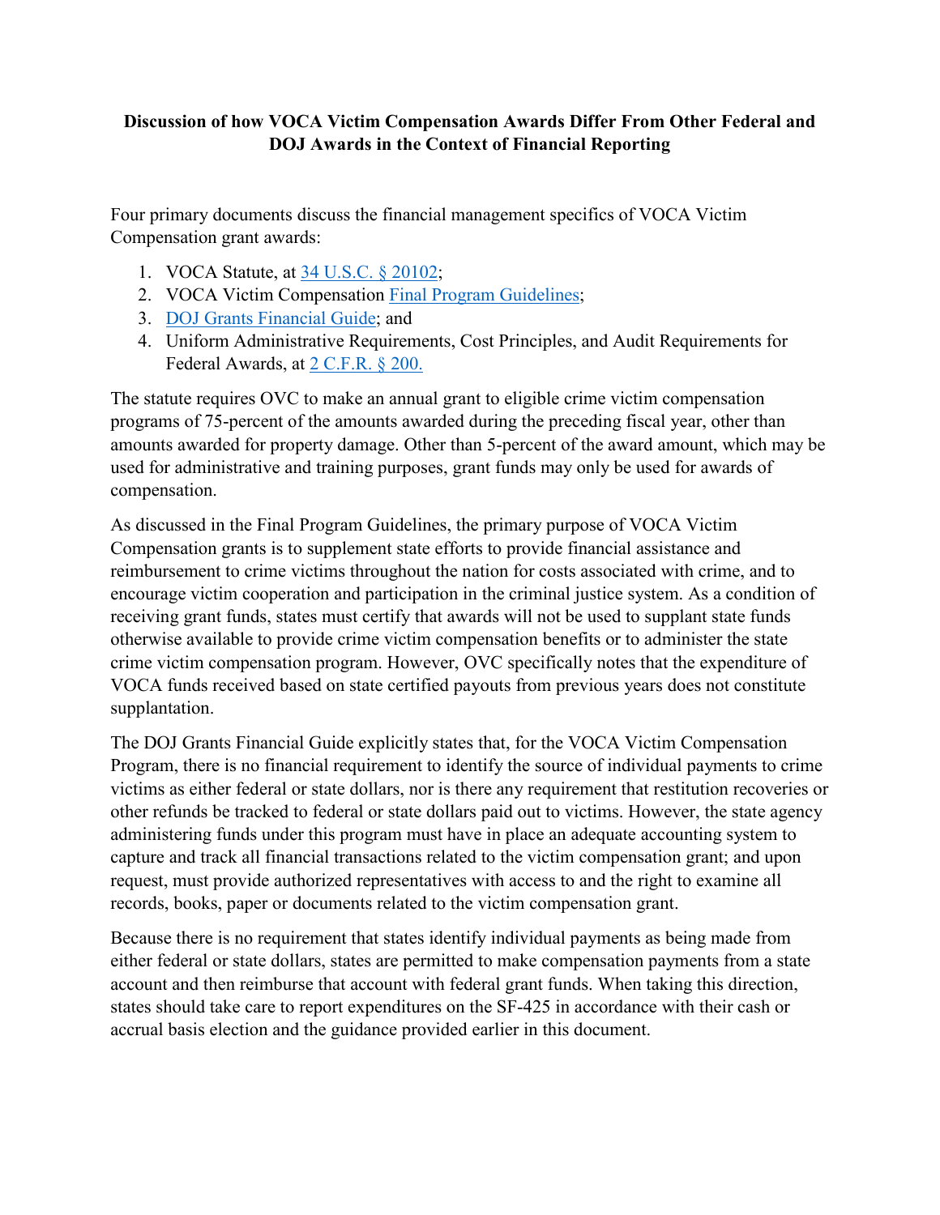**Discussion of how VOCA Victim Compensation Awards Differ From Other Federal and DOJ Awards in the Context of Financial Reporting**

Four primary documents discuss the financial management specifics of VOCA Victim Compensation grant awards:

1. VOCA Statute, at 34 U.S.C. § 20102;
2. VOCA Victim Compensation Final Program Guidelines;
3. DOJ Grants Financial Guide; and
4. Uniform Administrative Requirements, Cost Principles, and Audit Requirements for Federal Awards, at 2 C.F.R. § 200.

The statute requires OVC to make an annual grant to eligible crime victim compensation programs of 75-percent of the amounts awarded during the preceding fiscal year, other than amounts awarded for property damage. Other than 5-percent of the award amount, which may be used for administrative and training purposes, grant funds may only be used for awards of compensation.

As discussed in the Final Program Guidelines, the primary purpose of VOCA Victim Compensation grants is to supplement state efforts to provide financial assistance and reimbursement to crime victims throughout the nation for costs associated with crime, and to encourage victim cooperation and participation in the criminal justice system. As a condition of receiving grant funds, states must certify that awards will not be used to supplant state funds otherwise available to provide crime victim compensation benefits or to administer the state crime victim compensation program. However, OVC specifically notes that the expenditure of VOCA funds received based on state certified payouts from previous years does not constitute supplantation.

The DOJ Grants Financial Guide explicitly states that, for the VOCA Victim Compensation Program, there is no financial requirement to identify the source of individual payments to crime victims as either federal or state dollars, nor is there any requirement that restitution recoveries or other refunds be tracked to federal or state dollars paid out to victims. However, the state agency administering funds under this program must have in place an adequate accounting system to capture and track all financial transactions related to the victim compensation grant; and upon request, must provide authorized representatives with access to and the right to examine all records, books, paper or documents related to the victim compensation grant.

Because there is no requirement that states identify individual payments as being made from either federal or state dollars, states are permitted to make compensation payments from a state account and then reimburse that account with federal grant funds. When taking this direction, states should take care to report expenditures on the SF-425 in accordance with their cash or accrual basis election and the guidance provided earlier in this document.